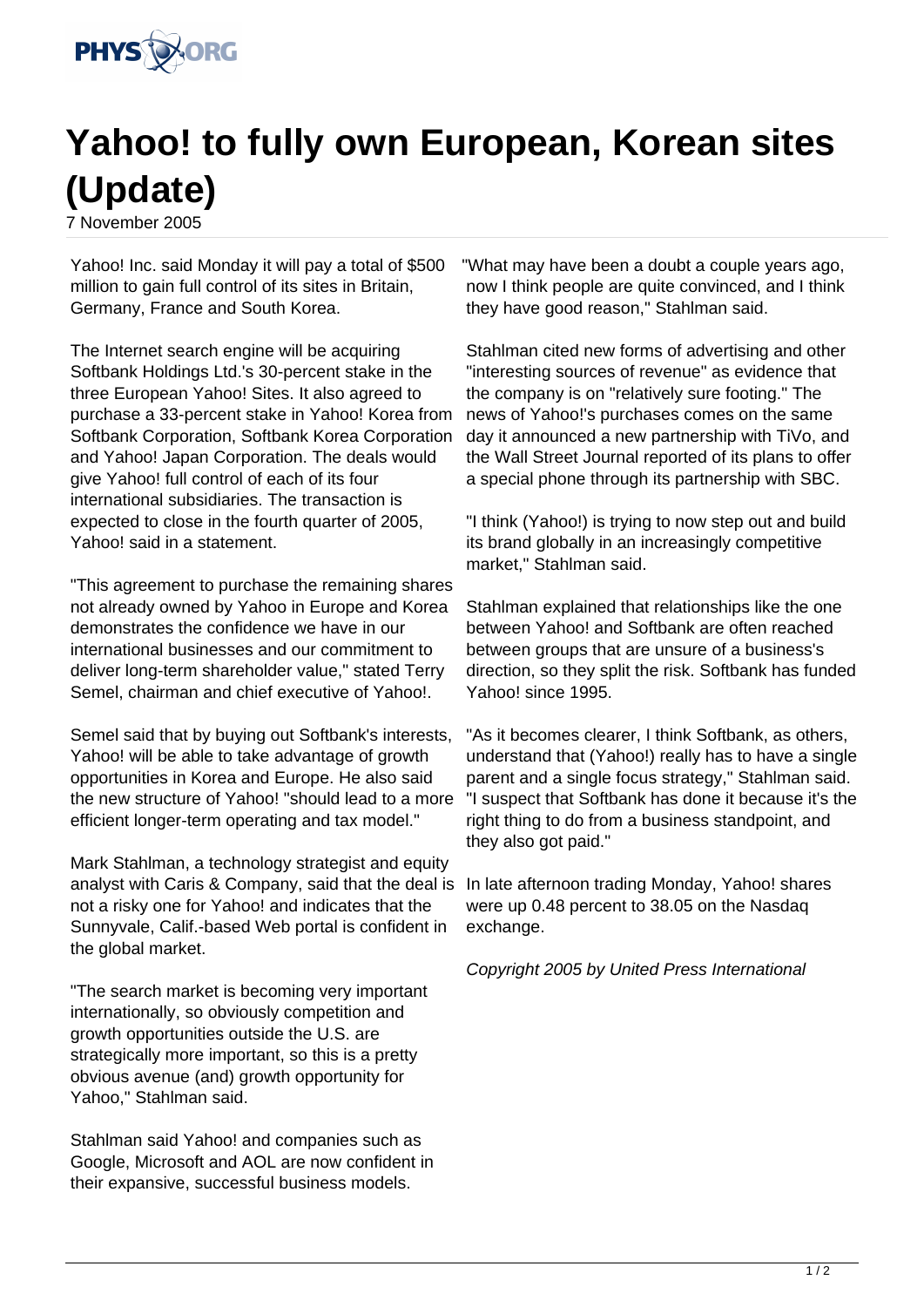# Yahoo! to fully own European, Korean sites (Update)

7 November 2005

Yahoo! Inc. said Monday it will pay a total of $500 million to gain full control of its sites in Britain, Germany, France and South Korea.

The Internet search engine will be acquiring Softbank Holdings Ltd.'s 30-percent stake in the three European Yahoo! Sites. It also agreed to purchase a 33-percent stake in Yahoo! Korea from Softbank Corporation, Softbank Korea Corporation and Yahoo! Japan Corporation. The deals would give Yahoo! full control of each of its four international subsidiaries. The transaction is expected to close in the fourth quarter of 2005, Yahoo! said in a statement.

"This agreement to purchase the remaining shares not already owned by Yahoo in Europe and Korea demonstrates the confidence we have in our international businesses and our commitment to deliver long-term shareholder value," stated Terry Semel, chairman and chief executive of Yahoo!.

Semel said that by buying out Softbank's interests, Yahoo! will be able to take advantage of growth opportunities in Korea and Europe. He also said the new structure of Yahoo! "should lead to a more efficient longer-term operating and tax model."

Mark Stahlman, a technology strategist and equity analyst with Caris & Company, said that the deal is not a risky one for Yahoo! and indicates that the Sunnyvale, Calif.-based Web portal is confident in the global market.

"The search market is becoming very important internationally, so obviously competition and growth opportunities outside the U.S. are strategically more important, so this is a pretty obvious avenue (and) growth opportunity for Yahoo," Stahlman said.

Stahlman said Yahoo! and companies such as Google, Microsoft and AOL are now confident in their expansive, successful business models.

"What may have been a doubt a couple years ago, now I think people are quite convinced, and I think they have good reason," Stahlman said.

Stahlman cited new forms of advertising and other "interesting sources of revenue" as evidence that the company is on "relatively sure footing." The news of Yahoo!'s purchases comes on the same day it announced a new partnership with TiVo, and the Wall Street Journal reported of its plans to offer a special phone through its partnership with SBC.

"I think (Yahoo!) is trying to now step out and build its brand globally in an increasingly competitive market," Stahlman said.

Stahlman explained that relationships like the one between Yahoo! and Softbank are often reached between groups that are unsure of a business's direction, so they split the risk. Softbank has funded Yahoo! since 1995.

"As it becomes clearer, I think Softbank, as others, understand that (Yahoo!) really has to have a single parent and a single focus strategy," Stahlman said. "I suspect that Softbank has done it because it's the right thing to do from a business standpoint, and they also got paid."

In late afternoon trading Monday, Yahoo! shares were up 0.48 percent to 38.05 on the Nasdaq exchange.

*Copyright 2005 by United Press International*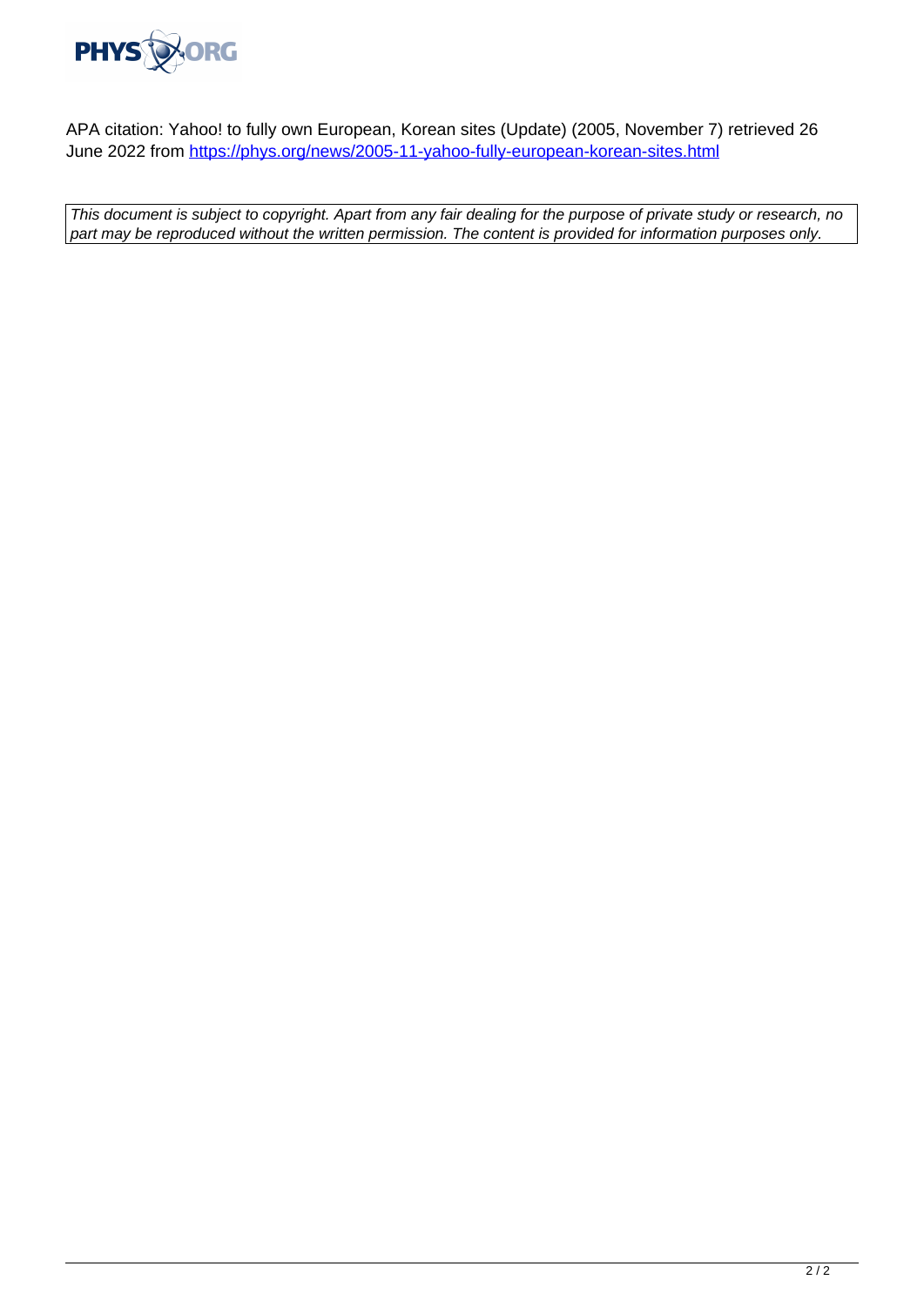APA citation: Yahoo! to fully own European, Korean sites (Update) (2005, November 7) retrieved 26 June 2022 from https://phys.org/news/2005-11-yahoo-fully-european-korean-sites.html

*This document is subject to copyright. Apart from any fair dealing for the purpose of private study or research, no part may be reproduced without the written permission. The content is provided for information purposes only.*